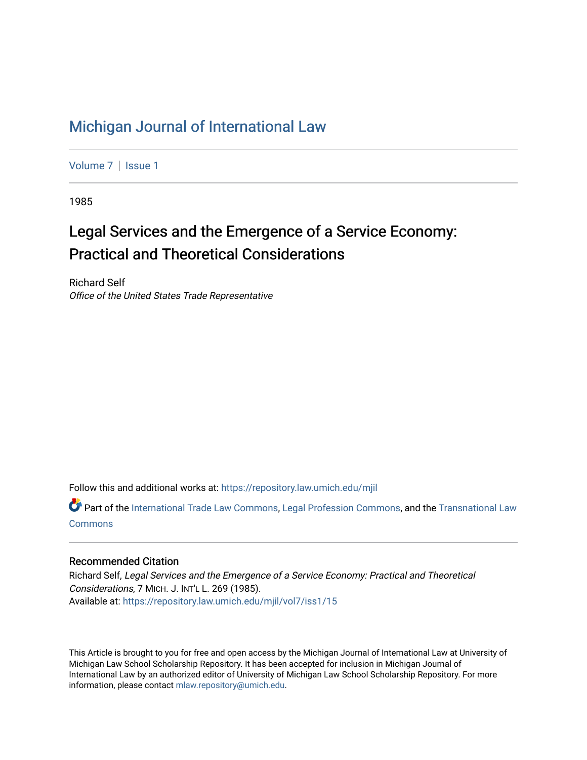# Michigan Journal of International Law

Volume 7 | Issue 1

1985

## Legal Services and the Emergence of a Service Economy: Practical and Theoretical Considerations

Richard Self
*Office of the United States Trade Representative*

Follow this and additional works at: https://repository.law.umich.edu/mjil

Part of the International Trade Law Commons, Legal Profession Commons, and the Transnational Law Commons

### Recommended Citation

Richard Self, *Legal Services and the Emergence of a Service Economy: Practical and Theoretical Considerations*, 7 MICH. J. INT'L L. 269 (1985).
Available at: https://repository.law.umich.edu/mjil/vol7/iss1/15

This Article is brought to you for free and open access by the Michigan Journal of International Law at University of Michigan Law School Scholarship Repository. It has been accepted for inclusion in Michigan Journal of International Law by an authorized editor of University of Michigan Law School Scholarship Repository. For more information, please contact mlaw.repository@umich.edu.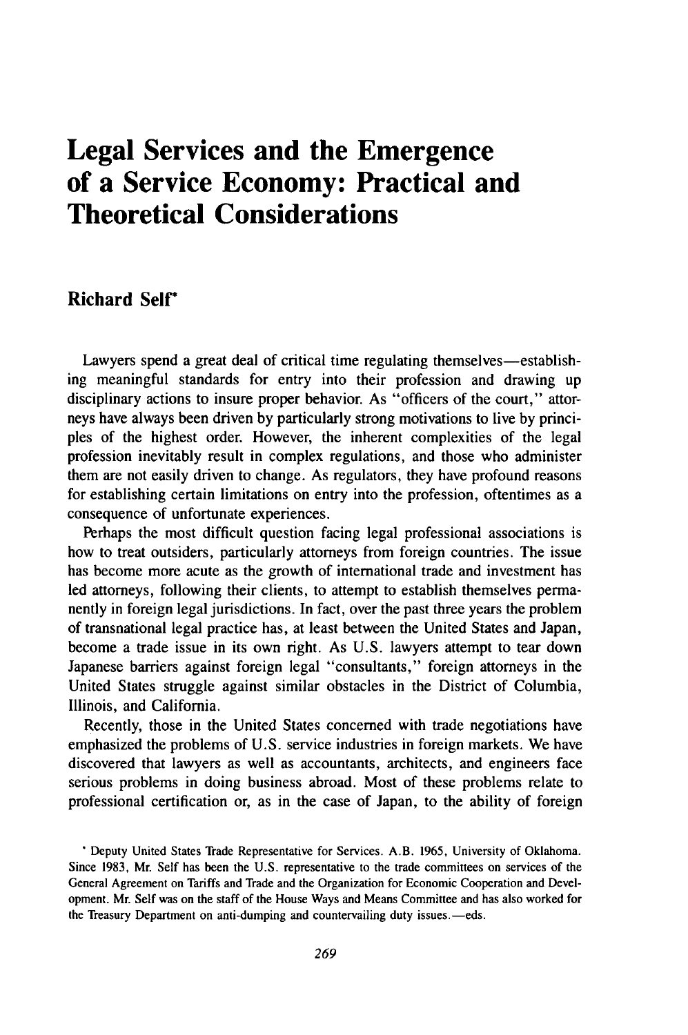# Legal Services and the Emergence of a Service Economy: Practical and Theoretical Considerations

## Richard Self*

Lawyers spend a great deal of critical time regulating themselves—establishing meaningful standards for entry into their profession and drawing up disciplinary actions to insure proper behavior. As "officers of the court," attorneys have always been driven by particularly strong motivations to live by principles of the highest order. However, the inherent complexities of the legal profession inevitably result in complex regulations, and those who administer them are not easily driven to change. As regulators, they have profound reasons for establishing certain limitations on entry into the profession, oftentimes as a consequence of unfortunate experiences.

Perhaps the most difficult question facing legal professional associations is how to treat outsiders, particularly attorneys from foreign countries. The issue has become more acute as the growth of international trade and investment has led attorneys, following their clients, to attempt to establish themselves permanently in foreign legal jurisdictions. In fact, over the past three years the problem of transnational legal practice has, at least between the United States and Japan, become a trade issue in its own right. As U.S. lawyers attempt to tear down Japanese barriers against foreign legal "consultants," foreign attorneys in the United States struggle against similar obstacles in the District of Columbia, Illinois, and California.

Recently, those in the United States concerned with trade negotiations have emphasized the problems of U.S. service industries in foreign markets. We have discovered that lawyers as well as accountants, architects, and engineers face serious problems in doing business abroad. Most of these problems relate to professional certification or, as in the case of Japan, to the ability of foreign

\* Deputy United States Trade Representative for Services. A.B. 1965, University of Oklahoma. Since 1983, Mr. Self has been the U.S. representative to the trade committees on services of the General Agreement on Tariffs and Trade and the Organization for Economic Cooperation and Development. Mr. Self was on the staff of the House Ways and Means Committee and has also worked for the Treasury Department on anti-dumping and countervailing duty issues.—eds.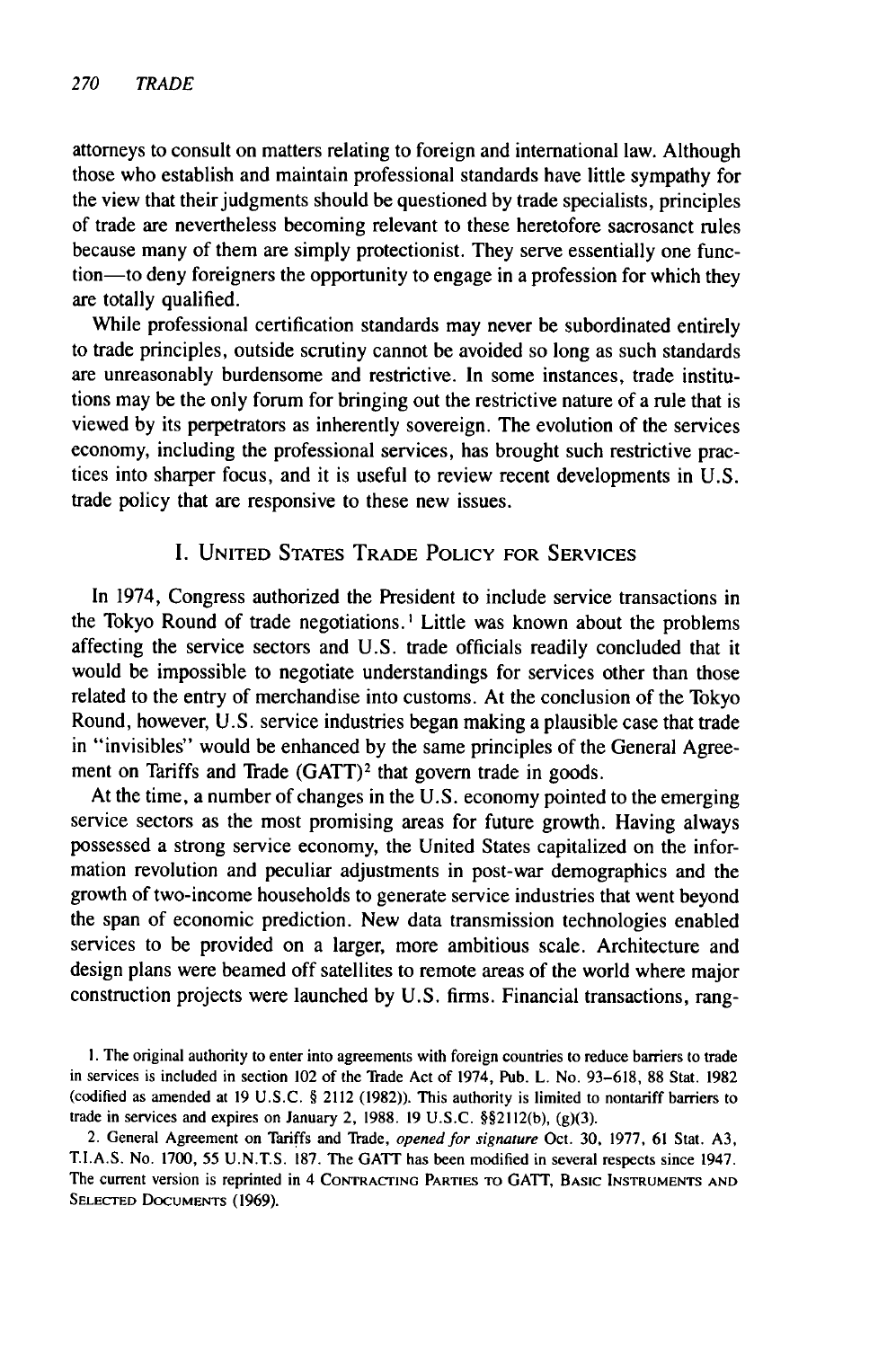attorneys to consult on matters relating to foreign and international law. Although those who establish and maintain professional standards have little sympathy for the view that their judgments should be questioned by trade specialists, principles of trade are nevertheless becoming relevant to these heretofore sacrosanct rules because many of them are simply protectionist. They serve essentially one function—to deny foreigners the opportunity to engage in a profession for which they are totally qualified.

While professional certification standards may never be subordinated entirely to trade principles, outside scrutiny cannot be avoided so long as such standards are unreasonably burdensome and restrictive. In some instances, trade institutions may be the only forum for bringing out the restrictive nature of a rule that is viewed by its perpetrators as inherently sovereign. The evolution of the services economy, including the professional services, has brought such restrictive practices into sharper focus, and it is useful to review recent developments in U.S. trade policy that are responsive to these new issues.

## I. United States Trade Policy for Services

In 1974, Congress authorized the President to include service transactions in the Tokyo Round of trade negotiations.[1] Little was known about the problems affecting the service sectors and U.S. trade officials readily concluded that it would be impossible to negotiate understandings for services other than those related to the entry of merchandise into customs. At the conclusion of the Tokyo Round, however, U.S. service industries began making a plausible case that trade in "invisibles" would be enhanced by the same principles of the General Agreement on Tariffs and Trade (GATT)[2] that govern trade in goods.

At the time, a number of changes in the U.S. economy pointed to the emerging service sectors as the most promising areas for future growth. Having always possessed a strong service economy, the United States capitalized on the information revolution and peculiar adjustments in post-war demographics and the growth of two-income households to generate service industries that went beyond the span of economic prediction. New data transmission technologies enabled services to be provided on a larger, more ambitious scale. Architecture and design plans were beamed off satellites to remote areas of the world where major construction projects were launched by U.S. firms. Financial transactions, rang-

1. The original authority to enter into agreements with foreign countries to reduce barriers to trade in services is included in section 102 of the Trade Act of 1974, Pub. L. No. 93–618, 88 Stat. 1982 (codified as amended at 19 U.S.C. § 2112 (1982)). This authority is limited to nontariff barriers to trade in services and expires on January 2, 1988. 19 U.S.C. §§2112(b), (g)(3).

2. General Agreement on Tariffs and Trade, *opened for signature* Oct. 30, 1977, 61 Stat. A3, T.I.A.S. No. 1700, 55 U.N.T.S. 187. The GATT has been modified in several respects since 1947. The current version is reprinted in 4 Contracting Parties to GATT, Basic Instruments and Selected Documents (1969).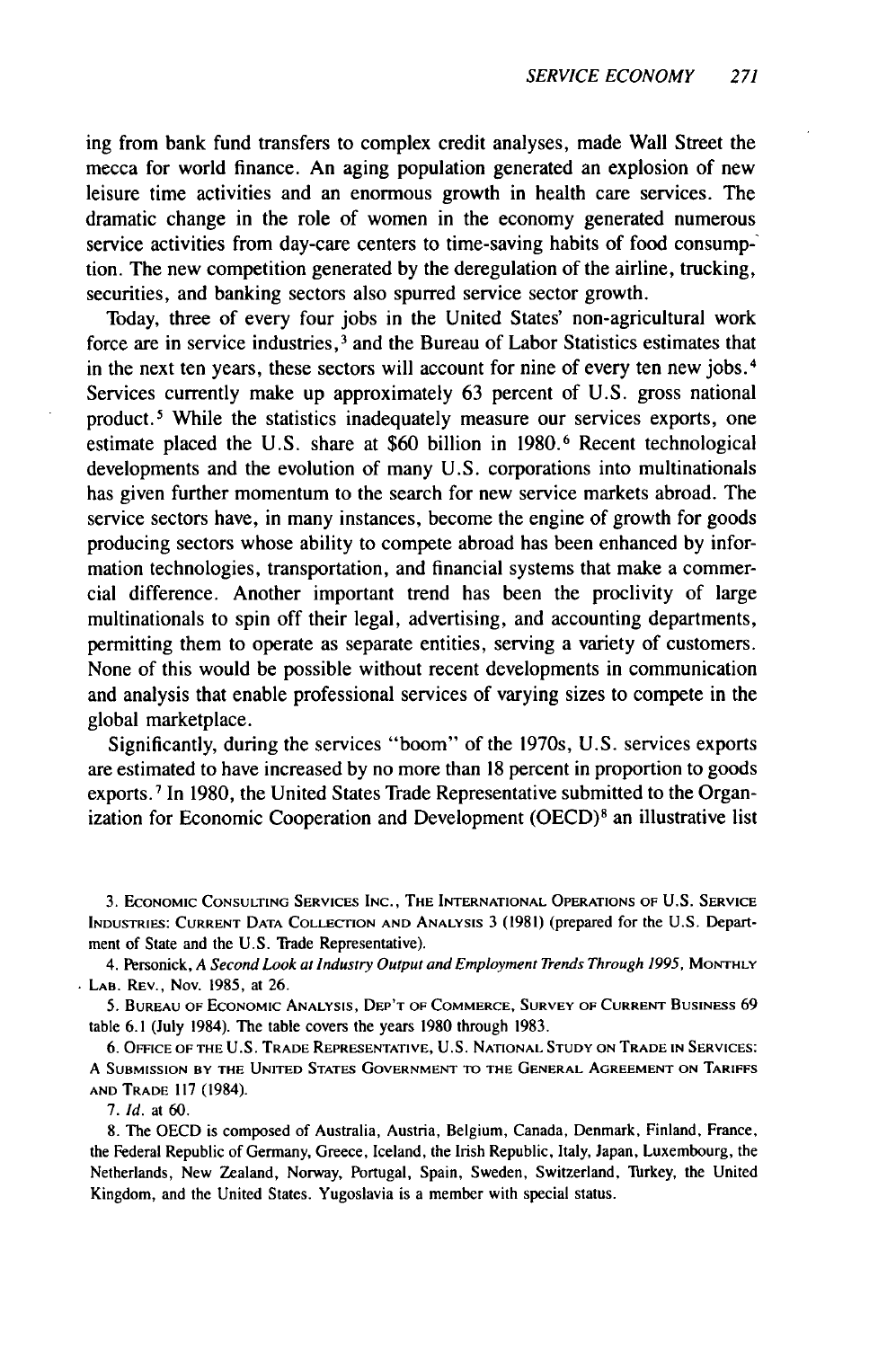ing from bank fund transfers to complex credit analyses, made Wall Street the mecca for world finance. An aging population generated an explosion of new leisure time activities and an enormous growth in health care services. The dramatic change in the role of women in the economy generated numerous service activities from day-care centers to time-saving habits of food consumption. The new competition generated by the deregulation of the airline, trucking, securities, and banking sectors also spurred service sector growth.

Today, three of every four jobs in the United States' non-agricultural work force are in service industries,[3] and the Bureau of Labor Statistics estimates that in the next ten years, these sectors will account for nine of every ten new jobs.[4] Services currently make up approximately 63 percent of U.S. gross national product.[5] While the statistics inadequately measure our services exports, one estimate placed the U.S. share at $60 billion in 1980.[6] Recent technological developments and the evolution of many U.S. corporations into multinationals has given further momentum to the search for new service markets abroad. The service sectors have, in many instances, become the engine of growth for goods producing sectors whose ability to compete abroad has been enhanced by information technologies, transportation, and financial systems that make a commercial difference. Another important trend has been the proclivity of large multinationals to spin off their legal, advertising, and accounting departments, permitting them to operate as separate entities, serving a variety of customers. None of this would be possible without recent developments in communication and analysis that enable professional services of varying sizes to compete in the global marketplace.

Significantly, during the services "boom" of the 1970s, U.S. services exports are estimated to have increased by no more than 18 percent in proportion to goods exports.[7] In 1980, the United States Trade Representative submitted to the Organization for Economic Cooperation and Development (OECD)[8] an illustrative list

---

3. ECONOMIC CONSULTING SERVICES INC., THE INTERNATIONAL OPERATIONS OF U.S. SERVICE INDUSTRIES: CURRENT DATA COLLECTION AND ANALYSIS 3 (1981) (prepared for the U.S. Department of State and the U.S. Trade Representative).

4. Personick, *A Second Look at Industry Output and Employment Trends Through 1995*, MONTHLY LAB. REV., Nov. 1985, at 26.

5. BUREAU OF ECONOMIC ANALYSIS, DEP'T OF COMMERCE, SURVEY OF CURRENT BUSINESS 69 table 6.1 (July 1984). The table covers the years 1980 through 1983.

6. OFFICE OF THE U.S. TRADE REPRESENTATIVE, U.S. NATIONAL STUDY ON TRADE IN SERVICES: A SUBMISSION BY THE UNITED STATES GOVERNMENT TO THE GENERAL AGREEMENT ON TARIFFS AND TRADE 117 (1984).

7. *Id.* at 60.

8. The OECD is composed of Australia, Austria, Belgium, Canada, Denmark, Finland, France, the Federal Republic of Germany, Greece, Iceland, the Irish Republic, Italy, Japan, Luxembourg, the Netherlands, New Zealand, Norway, Portugal, Spain, Sweden, Switzerland, Turkey, the United Kingdom, and the United States. Yugoslavia is a member with special status.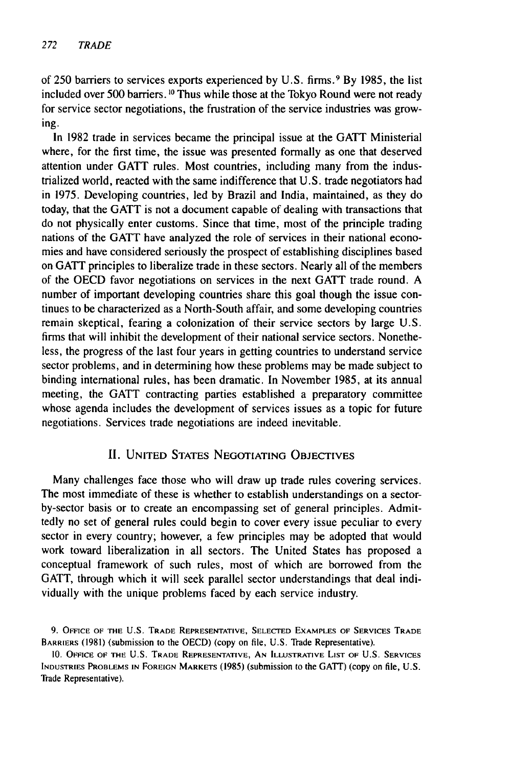of 250 barriers to services exports experienced by U.S. firms.[9] By 1985, the list included over 500 barriers.[10] Thus while those at the Tokyo Round were not ready for service sector negotiations, the frustration of the service industries was growing.

In 1982 trade in services became the principal issue at the GATT Ministerial where, for the first time, the issue was presented formally as one that deserved attention under GATT rules. Most countries, including many from the industrialized world, reacted with the same indifference that U.S. trade negotiators had in 1975. Developing countries, led by Brazil and India, maintained, as they do today, that the GATT is not a document capable of dealing with transactions that do not physically enter customs. Since that time, most of the principle trading nations of the GATT have analyzed the role of services in their national economies and have considered seriously the prospect of establishing disciplines based on GATT principles to liberalize trade in these sectors. Nearly all of the members of the OECD favor negotiations on services in the next GATT trade round. A number of important developing countries share this goal though the issue continues to be characterized as a North-South affair, and some developing countries remain skeptical, fearing a colonization of their service sectors by large U.S. firms that will inhibit the development of their national service sectors. Nonetheless, the progress of the last four years in getting countries to understand service sector problems, and in determining how these problems may be made subject to binding international rules, has been dramatic. In November 1985, at its annual meeting, the GATT contracting parties established a preparatory committee whose agenda includes the development of services issues as a topic for future negotiations. Services trade negotiations are indeed inevitable.

## II. United States Negotiating Objectives

Many challenges face those who will draw up trade rules covering services. The most immediate of these is whether to establish understandings on a sector-by-sector basis or to create an encompassing set of general principles. Admittedly no set of general rules could begin to cover every issue peculiar to every sector in every country; however, a few principles may be adopted that would work toward liberalization in all sectors. The United States has proposed a conceptual framework of such rules, most of which are borrowed from the GATT, through which it will seek parallel sector understandings that deal individually with the unique problems faced by each service industry.

9. Office of the U.S. Trade Representative, Selected Examples of Services Trade Barriers (1981) (submission to the OECD) (copy on file, U.S. Trade Representative).

10. Office of the U.S. Trade Representative, An Illustrative List of U.S. Services Industries Problems in Foreign Markets (1985) (submission to the GATT) (copy on file, U.S. Trade Representative).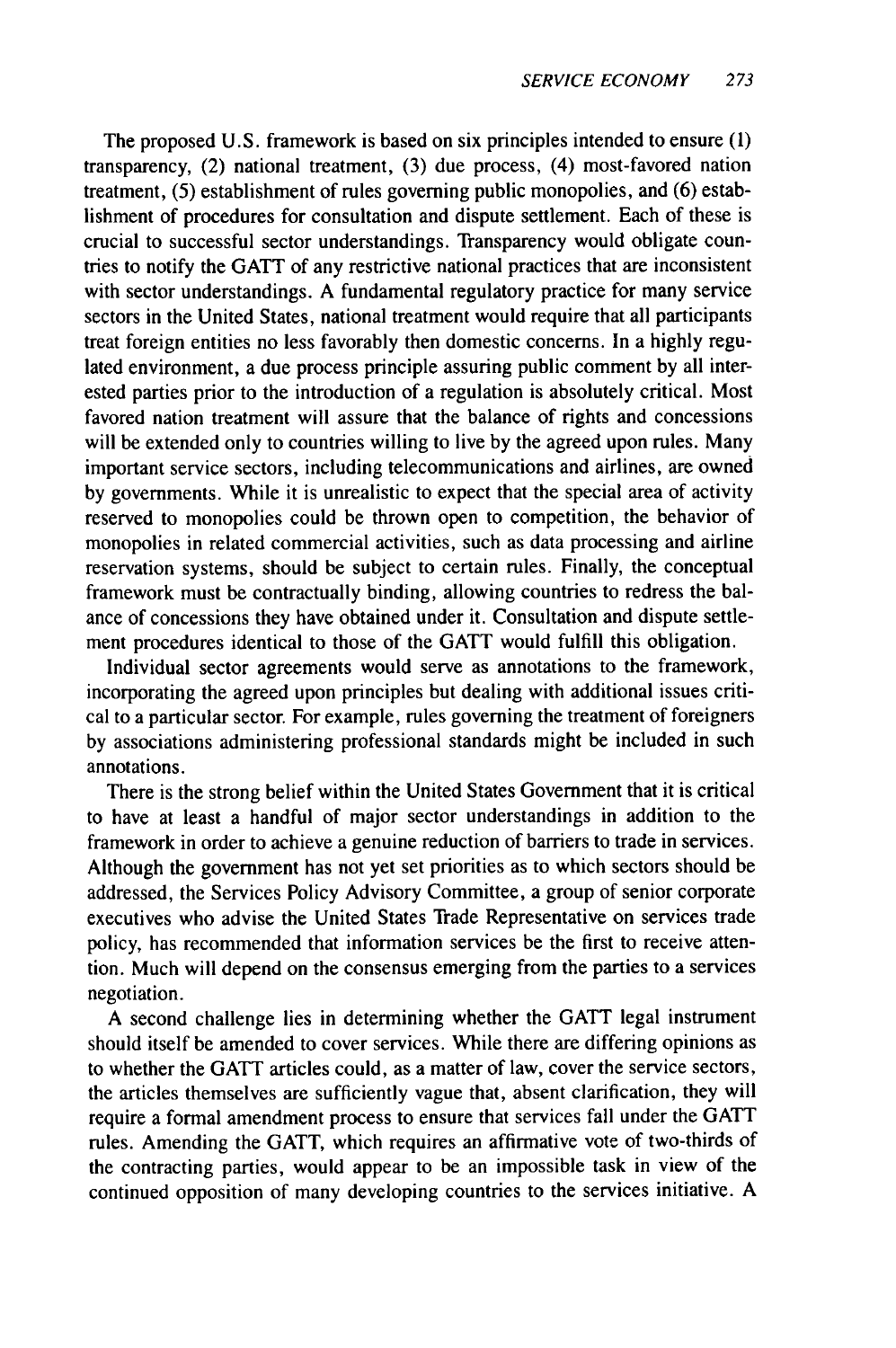The proposed U.S. framework is based on six principles intended to ensure (1) transparency, (2) national treatment, (3) due process, (4) most-favored nation treatment, (5) establishment of rules governing public monopolies, and (6) establishment of procedures for consultation and dispute settlement. Each of these is crucial to successful sector understandings. Transparency would obligate countries to notify the GATT of any restrictive national practices that are inconsistent with sector understandings. A fundamental regulatory practice for many service sectors in the United States, national treatment would require that all participants treat foreign entities no less favorably then domestic concerns. In a highly regulated environment, a due process principle assuring public comment by all interested parties prior to the introduction of a regulation is absolutely critical. Most favored nation treatment will assure that the balance of rights and concessions will be extended only to countries willing to live by the agreed upon rules. Many important service sectors, including telecommunications and airlines, are owned by governments. While it is unrealistic to expect that the special area of activity reserved to monopolies could be thrown open to competition, the behavior of monopolies in related commercial activities, such as data processing and airline reservation systems, should be subject to certain rules. Finally, the conceptual framework must be contractually binding, allowing countries to redress the balance of concessions they have obtained under it. Consultation and dispute settlement procedures identical to those of the GATT would fulfill this obligation.

Individual sector agreements would serve as annotations to the framework, incorporating the agreed upon principles but dealing with additional issues critical to a particular sector. For example, rules governing the treatment of foreigners by associations administering professional standards might be included in such annotations.

There is the strong belief within the United States Government that it is critical to have at least a handful of major sector understandings in addition to the framework in order to achieve a genuine reduction of barriers to trade in services. Although the government has not yet set priorities as to which sectors should be addressed, the Services Policy Advisory Committee, a group of senior corporate executives who advise the United States Trade Representative on services trade policy, has recommended that information services be the first to receive attention. Much will depend on the consensus emerging from the parties to a services negotiation.

A second challenge lies in determining whether the GATT legal instrument should itself be amended to cover services. While there are differing opinions as to whether the GATT articles could, as a matter of law, cover the service sectors, the articles themselves are sufficiently vague that, absent clarification, they will require a formal amendment process to ensure that services fall under the GATT rules. Amending the GATT, which requires an affirmative vote of two-thirds of the contracting parties, would appear to be an impossible task in view of the continued opposition of many developing countries to the services initiative. A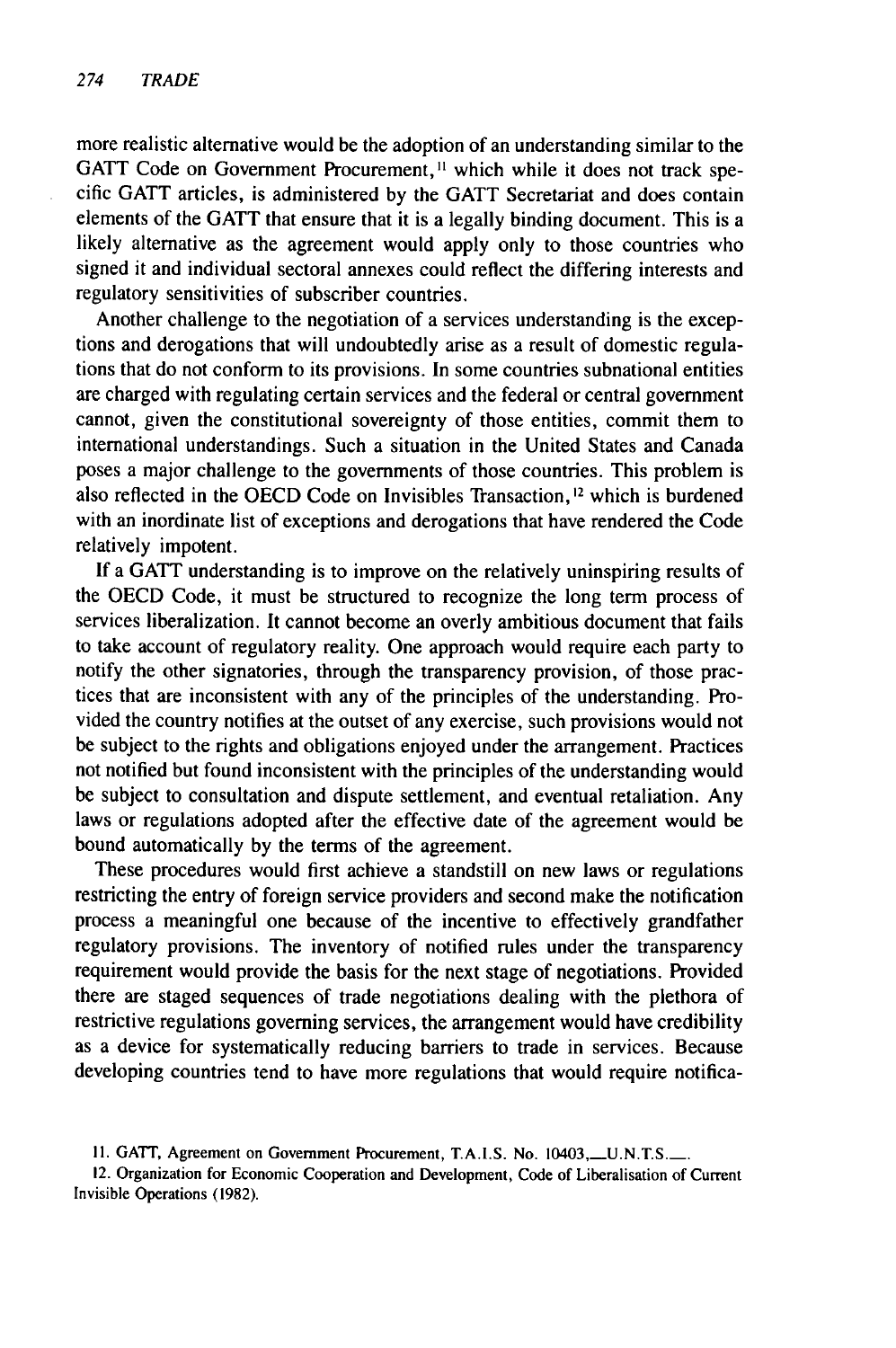more realistic alternative would be the adoption of an understanding similar to the GATT Code on Government Procurement,[11] which while it does not track specific GATT articles, is administered by the GATT Secretariat and does contain elements of the GATT that ensure that it is a legally binding document. This is a likely alternative as the agreement would apply only to those countries who signed it and individual sectoral annexes could reflect the differing interests and regulatory sensitivities of subscriber countries.

Another challenge to the negotiation of a services understanding is the exceptions and derogations that will undoubtedly arise as a result of domestic regulations that do not conform to its provisions. In some countries subnational entities are charged with regulating certain services and the federal or central government cannot, given the constitutional sovereignty of those entities, commit them to international understandings. Such a situation in the United States and Canada poses a major challenge to the governments of those countries. This problem is also reflected in the OECD Code on Invisibles Transaction,[12] which is burdened with an inordinate list of exceptions and derogations that have rendered the Code relatively impotent.

If a GATT understanding is to improve on the relatively uninspiring results of the OECD Code, it must be structured to recognize the long term process of services liberalization. It cannot become an overly ambitious document that fails to take account of regulatory reality. One approach would require each party to notify the other signatories, through the transparency provision, of those practices that are inconsistent with any of the principles of the understanding. Provided the country notifies at the outset of any exercise, such provisions would not be subject to the rights and obligations enjoyed under the arrangement. Practices not notified but found inconsistent with the principles of the understanding would be subject to consultation and dispute settlement, and eventual retaliation. Any laws or regulations adopted after the effective date of the agreement would be bound automatically by the terms of the agreement.

These procedures would first achieve a standstill on new laws or regulations restricting the entry of foreign service providers and second make the notification process a meaningful one because of the incentive to effectively grandfather regulatory provisions. The inventory of notified rules under the transparency requirement would provide the basis for the next stage of negotiations. Provided there are staged sequences of trade negotiations dealing with the plethora of restrictive regulations governing services, the arrangement would have credibility as a device for systematically reducing barriers to trade in services. Because developing countries tend to have more regulations that would require notifica-

11. GATT, Agreement on Government Procurement, T.A.I.S. No. 10403,\_\_U.N.T.S.\_\_.

12. Organization for Economic Cooperation and Development, Code of Liberalisation of Current Invisible Operations (1982).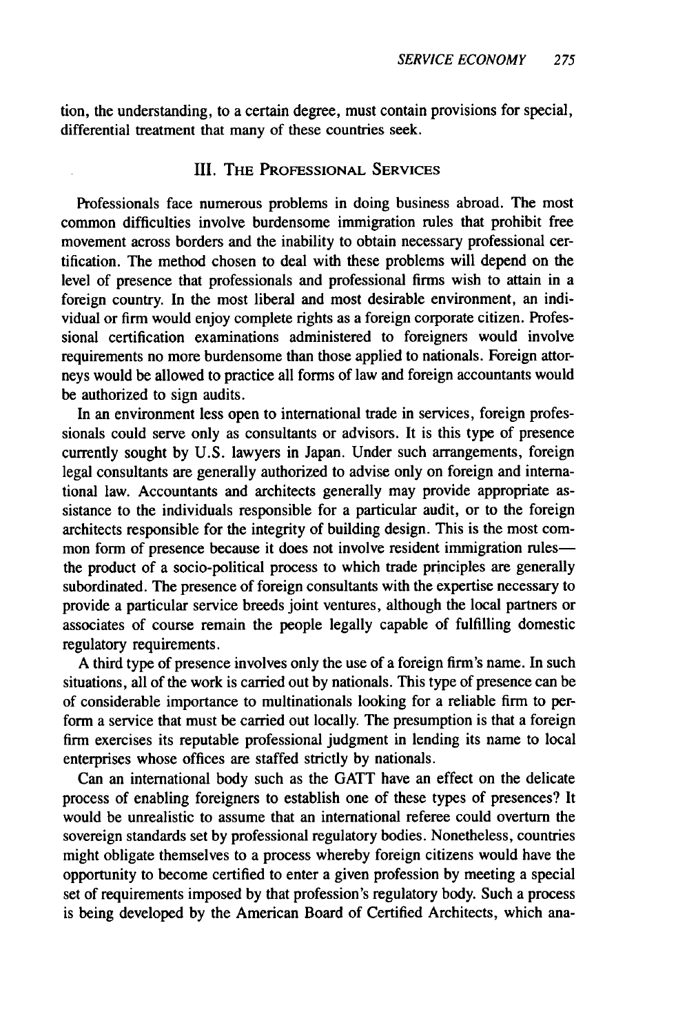tion, the understanding, to a certain degree, must contain provisions for special, differential treatment that many of these countries seek.

## III. The Professional Services

Professionals face numerous problems in doing business abroad. The most common difficulties involve burdensome immigration rules that prohibit free movement across borders and the inability to obtain necessary professional certification. The method chosen to deal with these problems will depend on the level of presence that professionals and professional firms wish to attain in a foreign country. In the most liberal and most desirable environment, an individual or firm would enjoy complete rights as a foreign corporate citizen. Professional certification examinations administered to foreigners would involve requirements no more burdensome than those applied to nationals. Foreign attorneys would be allowed to practice all forms of law and foreign accountants would be authorized to sign audits.

In an environment less open to international trade in services, foreign professionals could serve only as consultants or advisors. It is this type of presence currently sought by U.S. lawyers in Japan. Under such arrangements, foreign legal consultants are generally authorized to advise only on foreign and international law. Accountants and architects generally may provide appropriate assistance to the individuals responsible for a particular audit, or to the foreign architects responsible for the integrity of building design. This is the most common form of presence because it does not involve resident immigration rules—the product of a socio-political process to which trade principles are generally subordinated. The presence of foreign consultants with the expertise necessary to provide a particular service breeds joint ventures, although the local partners or associates of course remain the people legally capable of fulfilling domestic regulatory requirements.

A third type of presence involves only the use of a foreign firm's name. In such situations, all of the work is carried out by nationals. This type of presence can be of considerable importance to multinationals looking for a reliable firm to perform a service that must be carried out locally. The presumption is that a foreign firm exercises its reputable professional judgment in lending its name to local enterprises whose offices are staffed strictly by nationals.

Can an international body such as the GATT have an effect on the delicate process of enabling foreigners to establish one of these types of presences? It would be unrealistic to assume that an international referee could overturn the sovereign standards set by professional regulatory bodies. Nonetheless, countries might obligate themselves to a process whereby foreign citizens would have the opportunity to become certified to enter a given profession by meeting a special set of requirements imposed by that profession's regulatory body. Such a process is being developed by the American Board of Certified Architects, which ana-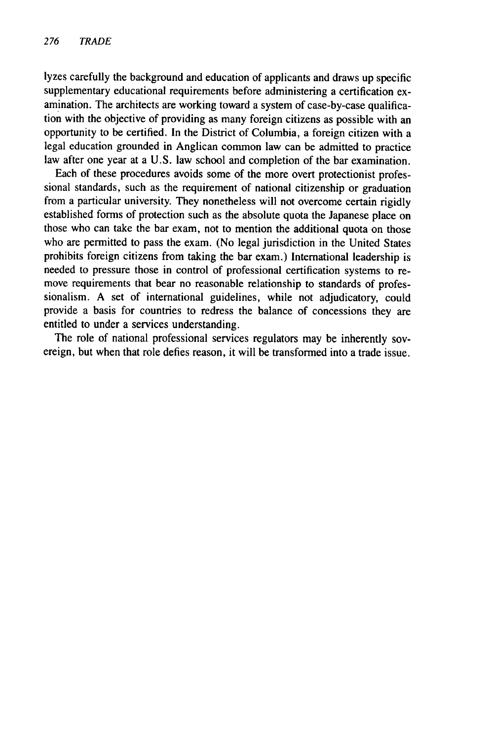lyzes carefully the background and education of applicants and draws up specific supplementary educational requirements before administering a certification examination. The architects are working toward a system of case-by-case qualification with the objective of providing as many foreign citizens as possible with an opportunity to be certified. In the District of Columbia, a foreign citizen with a legal education grounded in Anglican common law can be admitted to practice law after one year at a U.S. law school and completion of the bar examination.

Each of these procedures avoids some of the more overt protectionist professional standards, such as the requirement of national citizenship or graduation from a particular university. They nonetheless will not overcome certain rigidly established forms of protection such as the absolute quota the Japanese place on those who can take the bar exam, not to mention the additional quota on those who are permitted to pass the exam. (No legal jurisdiction in the United States prohibits foreign citizens from taking the bar exam.) International leadership is needed to pressure those in control of professional certification systems to remove requirements that bear no reasonable relationship to standards of professionalism. A set of international guidelines, while not adjudicatory, could provide a basis for countries to redress the balance of concessions they are entitled to under a services understanding.

The role of national professional services regulators may be inherently sovereign, but when that role defies reason, it will be transformed into a trade issue.